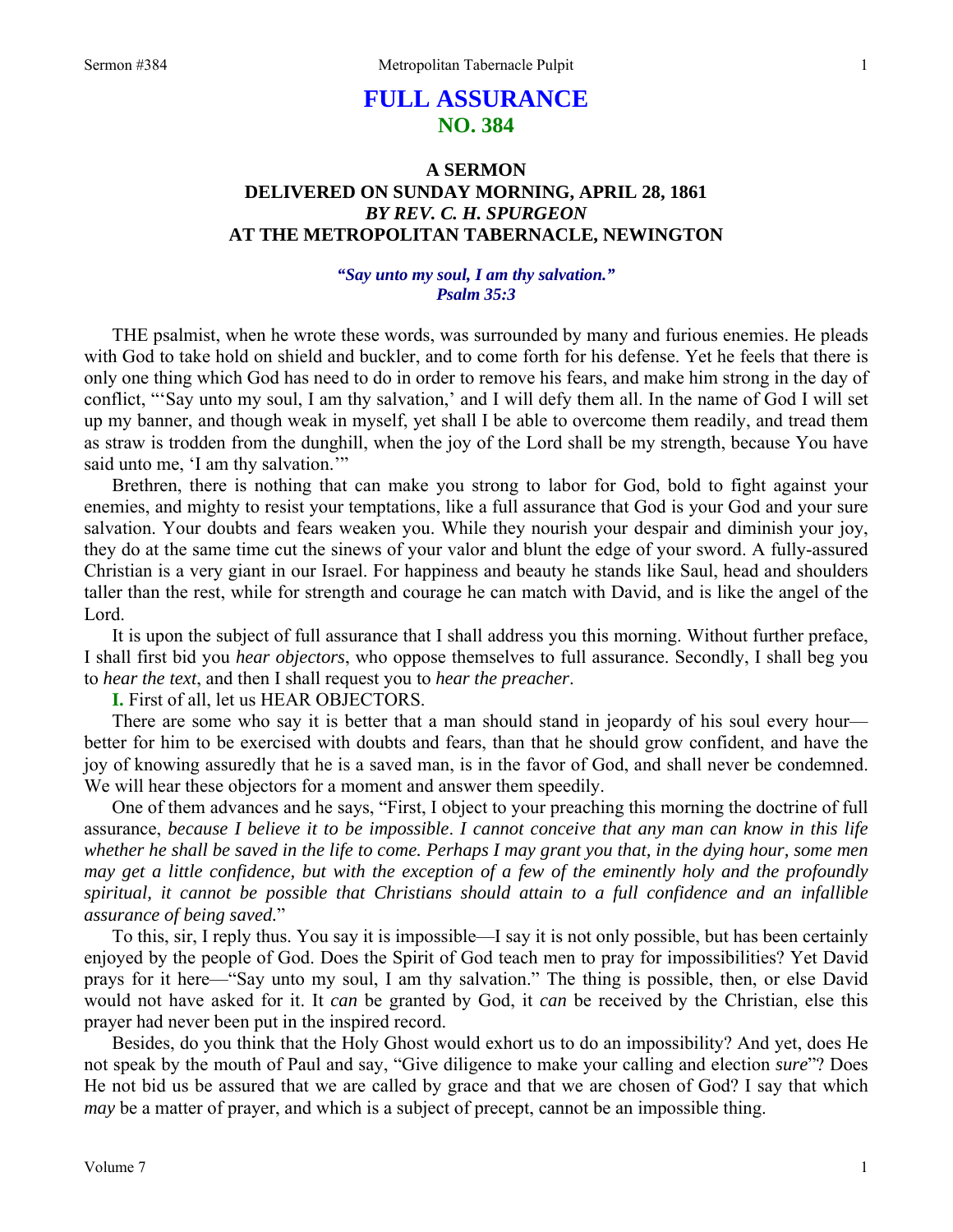# FULL ASSURANCE
## NO. 384

### A SERMON
### DELIVERED ON SUNDAY MORNING, APRIL 28, 1861
### *BY REV. C. H. SPURGEON*
### AT THE METROPOLITAN TABERNACLE, NEWINGTON

*"Say unto my soul, I am thy salvation."*
*Psalm 35:3*

THE psalmist, when he wrote these words, was surrounded by many and furious enemies. He pleads with God to take hold on shield and buckler, and to come forth for his defense. Yet he feels that there is only one thing which God has need to do in order to remove his fears, and make him strong in the day of conflict, "'Say unto my soul, I am thy salvation,' and I will defy them all. In the name of God I will set up my banner, and though weak in myself, yet shall I be able to overcome them readily, and tread them as straw is trodden from the dunghill, when the joy of the Lord shall be my strength, because You have said unto me, 'I am thy salvation.'"

Brethren, there is nothing that can make you strong to labor for God, bold to fight against your enemies, and mighty to resist your temptations, like a full assurance that God is your God and your sure salvation. Your doubts and fears weaken you. While they nourish your despair and diminish your joy, they do at the same time cut the sinews of your valor and blunt the edge of your sword. A fully-assured Christian is a very giant in our Israel. For happiness and beauty he stands like Saul, head and shoulders taller than the rest, while for strength and courage he can match with David, and is like the angel of the Lord.

It is upon the subject of full assurance that I shall address you this morning. Without further preface, I shall first bid you *hear objectors*, who oppose themselves to full assurance. Secondly, I shall beg you to *hear the text*, and then I shall request you to *hear the preacher*.

**I.** First of all, let us HEAR OBJECTORS.

There are some who say it is better that a man should stand in jeopardy of his soul every hour—better for him to be exercised with doubts and fears, than that he should grow confident, and have the joy of knowing assuredly that he is a saved man, is in the favor of God, and shall never be condemned. We will hear these objectors for a moment and answer them speedily.

One of them advances and he says, "First, I object to your preaching this morning the doctrine of full assurance, *because I believe it to be impossible*. *I cannot conceive that any man can know in this life whether he shall be saved in the life to come. Perhaps I may grant you that, in the dying hour, some men may get a little confidence, but with the exception of a few of the eminently holy and the profoundly spiritual, it cannot be possible that Christians should attain to a full confidence and an infallible assurance of being saved.*"

To this, sir, I reply thus. You say it is impossible—I say it is not only possible, but has been certainly enjoyed by the people of God. Does the Spirit of God teach men to pray for impossibilities? Yet David prays for it here—"Say unto my soul, I am thy salvation." The thing is possible, then, or else David would not have asked for it. It *can* be granted by God, it *can* be received by the Christian, else this prayer had never been put in the inspired record.

Besides, do you think that the Holy Ghost would exhort us to do an impossibility? And yet, does He not speak by the mouth of Paul and say, "Give diligence to make your calling and election *sure*"? Does He not bid us be assured that we are called by grace and that we are chosen of God? I say that which *may* be a matter of prayer, and which is a subject of precept, cannot be an impossible thing.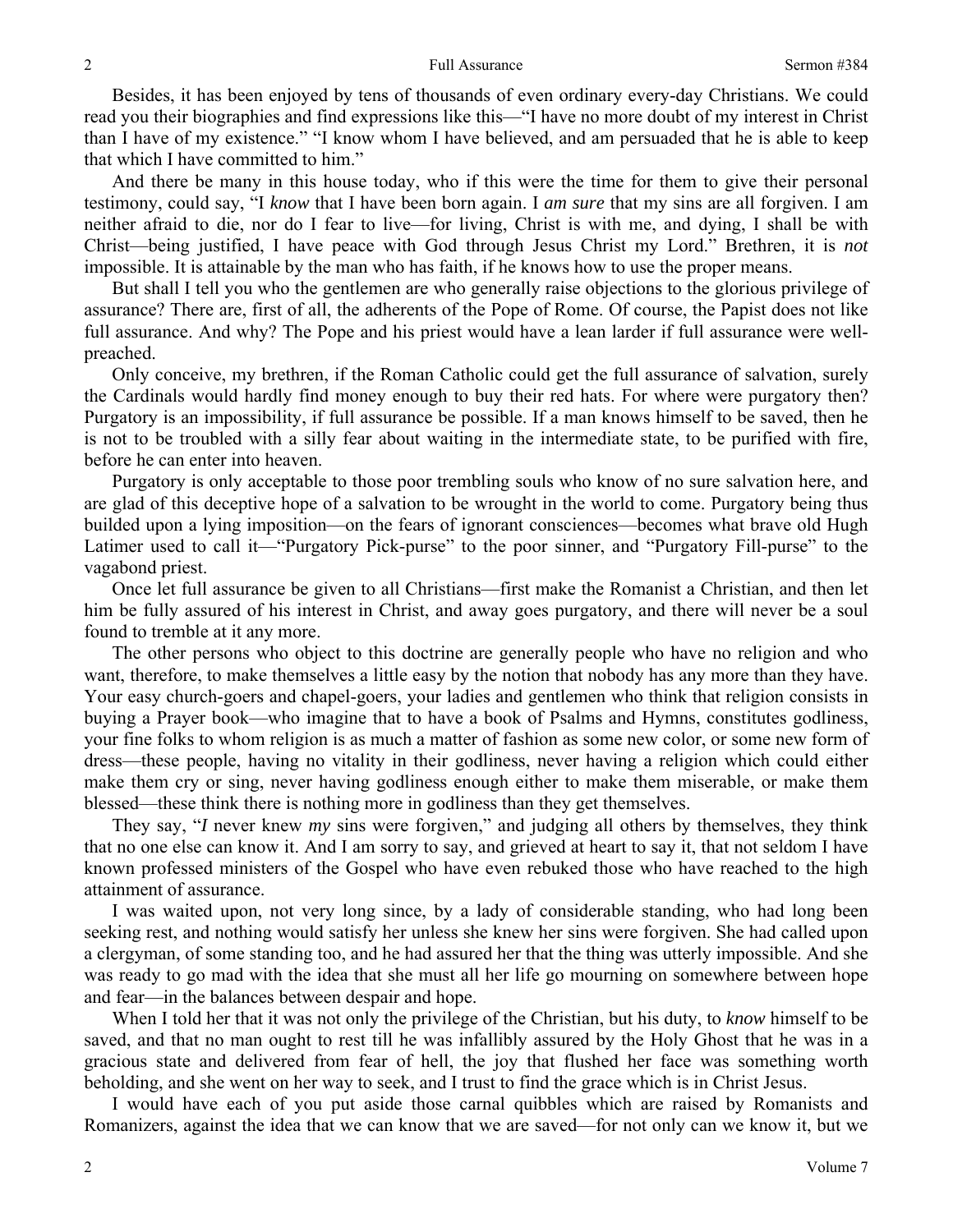Besides, it has been enjoyed by tens of thousands of even ordinary every-day Christians. We could read you their biographies and find expressions like this—"I have no more doubt of my interest in Christ than I have of my existence." "I know whom I have believed, and am persuaded that he is able to keep that which I have committed to him."

And there be many in this house today, who if this were the time for them to give their personal testimony, could say, "I *know* that I have been born again. I *am sure* that my sins are all forgiven. I am neither afraid to die, nor do I fear to live—for living, Christ is with me, and dying, I shall be with Christ—being justified, I have peace with God through Jesus Christ my Lord." Brethren, it is *not* impossible. It is attainable by the man who has faith, if he knows how to use the proper means.

But shall I tell you who the gentlemen are who generally raise objections to the glorious privilege of assurance? There are, first of all, the adherents of the Pope of Rome. Of course, the Papist does not like full assurance. And why? The Pope and his priest would have a lean larder if full assurance were well-preached.

Only conceive, my brethren, if the Roman Catholic could get the full assurance of salvation, surely the Cardinals would hardly find money enough to buy their red hats. For where were purgatory then? Purgatory is an impossibility, if full assurance be possible. If a man knows himself to be saved, then he is not to be troubled with a silly fear about waiting in the intermediate state, to be purified with fire, before he can enter into heaven.

Purgatory is only acceptable to those poor trembling souls who know of no sure salvation here, and are glad of this deceptive hope of a salvation to be wrought in the world to come. Purgatory being thus builded upon a lying imposition—on the fears of ignorant consciences—becomes what brave old Hugh Latimer used to call it—"Purgatory Pick-purse" to the poor sinner, and "Purgatory Fill-purse" to the vagabond priest.

Once let full assurance be given to all Christians—first make the Romanist a Christian, and then let him be fully assured of his interest in Christ, and away goes purgatory, and there will never be a soul found to tremble at it any more.

The other persons who object to this doctrine are generally people who have no religion and who want, therefore, to make themselves a little easy by the notion that nobody has any more than they have. Your easy church-goers and chapel-goers, your ladies and gentlemen who think that religion consists in buying a Prayer book—who imagine that to have a book of Psalms and Hymns, constitutes godliness, your fine folks to whom religion is as much a matter of fashion as some new color, or some new form of dress—these people, having no vitality in their godliness, never having a religion which could either make them cry or sing, never having godliness enough either to make them miserable, or make them blessed—these think there is nothing more in godliness than they get themselves.

They say, "*I* never knew *my* sins were forgiven," and judging all others by themselves, they think that no one else can know it. And I am sorry to say, and grieved at heart to say it, that not seldom I have known professed ministers of the Gospel who have even rebuked those who have reached to the high attainment of assurance.

I was waited upon, not very long since, by a lady of considerable standing, who had long been seeking rest, and nothing would satisfy her unless she knew her sins were forgiven. She had called upon a clergyman, of some standing too, and he had assured her that the thing was utterly impossible. And she was ready to go mad with the idea that she must all her life go mourning on somewhere between hope and fear—in the balances between despair and hope.

When I told her that it was not only the privilege of the Christian, but his duty, to *know* himself to be saved, and that no man ought to rest till he was infallibly assured by the Holy Ghost that he was in a gracious state and delivered from fear of hell, the joy that flushed her face was something worth beholding, and she went on her way to seek, and I trust to find the grace which is in Christ Jesus.

I would have each of you put aside those carnal quibbles which are raised by Romanists and Romanizers, against the idea that we can know that we are saved—for not only can we know it, but we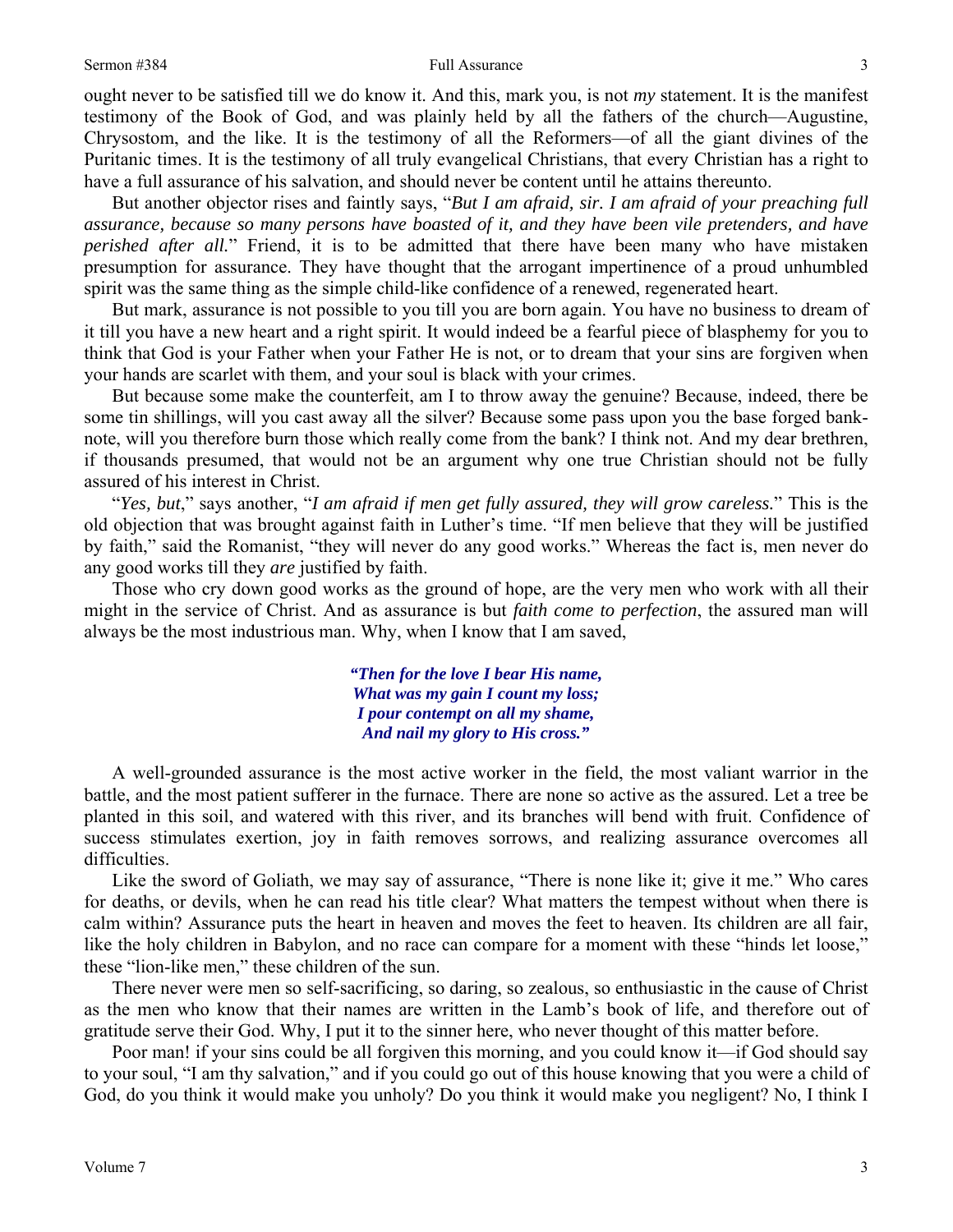ought never to be satisfied till we do know it. And this, mark you, is not *my* statement. It is the manifest testimony of the Book of God, and was plainly held by all the fathers of the church—Augustine, Chrysostom, and the like. It is the testimony of all the Reformers—of all the giant divines of the Puritanic times. It is the testimony of all truly evangelical Christians, that every Christian has a right to have a full assurance of his salvation, and should never be content until he attains thereunto.

But another objector rises and faintly says, "*But I am afraid, sir. I am afraid of your preaching full assurance, because so many persons have boasted of it, and they have been vile pretenders, and have perished after all.*" Friend, it is to be admitted that there have been many who have mistaken presumption for assurance. They have thought that the arrogant impertinence of a proud unhumbled spirit was the same thing as the simple child-like confidence of a renewed, regenerated heart.

But mark, assurance is not possible to you till you are born again. You have no business to dream of it till you have a new heart and a right spirit. It would indeed be a fearful piece of blasphemy for you to think that God is your Father when your Father He is not, or to dream that your sins are forgiven when your hands are scarlet with them, and your soul is black with your crimes.

But because some make the counterfeit, am I to throw away the genuine? Because, indeed, there be some tin shillings, will you cast away all the silver? Because some pass upon you the base forged bank-note, will you therefore burn those which really come from the bank? I think not. And my dear brethren, if thousands presumed, that would not be an argument why one true Christian should not be fully assured of his interest in Christ.

"*Yes, but*," says another, "*I am afraid if men get fully assured, they will grow careless.*" This is the old objection that was brought against faith in Luther's time. "If men believe that they will be justified by faith," said the Romanist, "they will never do any good works." Whereas the fact is, men never do any good works till they *are* justified by faith.

Those who cry down good works as the ground of hope, are the very men who work with all their might in the service of Christ. And as assurance is but *faith come to perfection*, the assured man will always be the most industrious man. Why, when I know that I am saved,

> ***"Then for the love I bear His name,***
> ***What was my gain I count my loss;***
> ***I pour contempt on all my shame,***
> ***And nail my glory to His cross."***

A well-grounded assurance is the most active worker in the field, the most valiant warrior in the battle, and the most patient sufferer in the furnace. There are none so active as the assured. Let a tree be planted in this soil, and watered with this river, and its branches will bend with fruit. Confidence of success stimulates exertion, joy in faith removes sorrows, and realizing assurance overcomes all difficulties.

Like the sword of Goliath, we may say of assurance, "There is none like it; give it me." Who cares for deaths, or devils, when he can read his title clear? What matters the tempest without when there is calm within? Assurance puts the heart in heaven and moves the feet to heaven. Its children are all fair, like the holy children in Babylon, and no race can compare for a moment with these "hinds let loose," these "lion-like men," these children of the sun.

There never were men so self-sacrificing, so daring, so zealous, so enthusiastic in the cause of Christ as the men who know that their names are written in the Lamb's book of life, and therefore out of gratitude serve their God. Why, I put it to the sinner here, who never thought of this matter before.

Poor man! if your sins could be all forgiven this morning, and you could know it—if God should say to your soul, "I am thy salvation," and if you could go out of this house knowing that you were a child of God, do you think it would make you unholy? Do you think it would make you negligent? No, I think I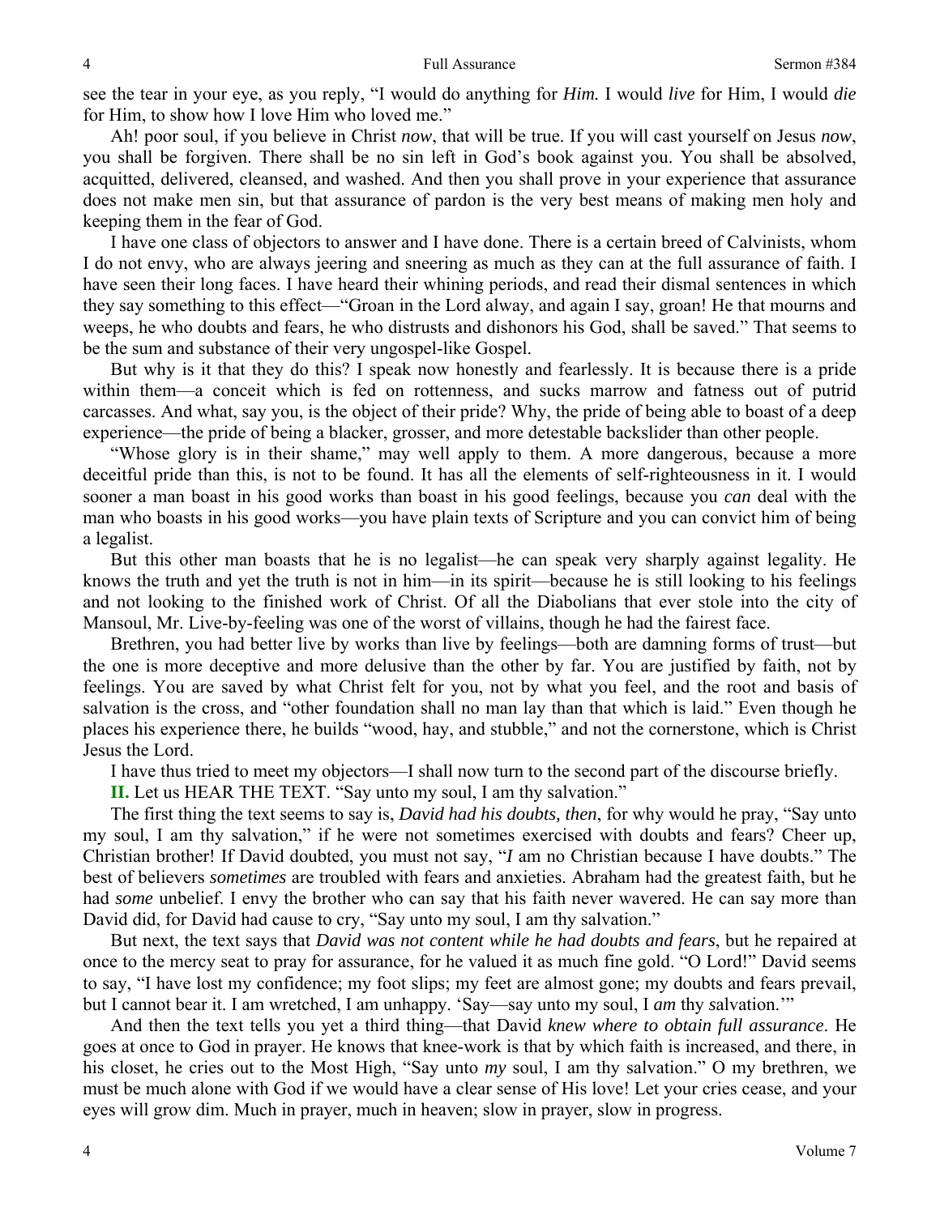see the tear in your eye, as you reply, "I would do anything for *Him.* I would *live* for Him, I would *die* for Him, to show how I love Him who loved me."

Ah! poor soul, if you believe in Christ *now*, that will be true. If you will cast yourself on Jesus *now*, you shall be forgiven. There shall be no sin left in God's book against you. You shall be absolved, acquitted, delivered, cleansed, and washed. And then you shall prove in your experience that assurance does not make men sin, but that assurance of pardon is the very best means of making men holy and keeping them in the fear of God.

I have one class of objectors to answer and I have done. There is a certain breed of Calvinists, whom I do not envy, who are always jeering and sneering as much as they can at the full assurance of faith. I have seen their long faces. I have heard their whining periods, and read their dismal sentences in which they say something to this effect—"Groan in the Lord alway, and again I say, groan! He that mourns and weeps, he who doubts and fears, he who distrusts and dishonors his God, shall be saved." That seems to be the sum and substance of their very ungospel-like Gospel.

But why is it that they do this? I speak now honestly and fearlessly. It is because there is a pride within them—a conceit which is fed on rottenness, and sucks marrow and fatness out of putrid carcasses. And what, say you, is the object of their pride? Why, the pride of being able to boast of a deep experience—the pride of being a blacker, grosser, and more detestable backslider than other people.

"Whose glory is in their shame," may well apply to them. A more dangerous, because a more deceitful pride than this, is not to be found. It has all the elements of self-righteousness in it. I would sooner a man boast in his good works than boast in his good feelings, because you *can* deal with the man who boasts in his good works—you have plain texts of Scripture and you can convict him of being a legalist.

But this other man boasts that he is no legalist—he can speak very sharply against legality. He knows the truth and yet the truth is not in him—in its spirit—because he is still looking to his feelings and not looking to the finished work of Christ. Of all the Diabolians that ever stole into the city of Mansoul, Mr. Live-by-feeling was one of the worst of villains, though he had the fairest face.

Brethren, you had better live by works than live by feelings—both are damning forms of trust—but the one is more deceptive and more delusive than the other by far. You are justified by faith, not by feelings. You are saved by what Christ felt for you, not by what you feel, and the root and basis of salvation is the cross, and "other foundation shall no man lay than that which is laid." Even though he places his experience there, he builds "wood, hay, and stubble," and not the cornerstone, which is Christ Jesus the Lord.

I have thus tried to meet my objectors—I shall now turn to the second part of the discourse briefly.

**II.** Let us HEAR THE TEXT. "Say unto my soul, I am thy salvation."

The first thing the text seems to say is, *David had his doubts, then*, for why would he pray, "Say unto my soul, I am thy salvation," if he were not sometimes exercised with doubts and fears? Cheer up, Christian brother! If David doubted, you must not say, "*I* am no Christian because I have doubts." The best of believers *sometimes* are troubled with fears and anxieties. Abraham had the greatest faith, but he had *some* unbelief. I envy the brother who can say that his faith never wavered. He can say more than David did, for David had cause to cry, "Say unto my soul, I am thy salvation."

But next, the text says that *David was not content while he had doubts and fears*, but he repaired at once to the mercy seat to pray for assurance, for he valued it as much fine gold. "O Lord!" David seems to say, "I have lost my confidence; my foot slips; my feet are almost gone; my doubts and fears prevail, but I cannot bear it. I am wretched, I am unhappy. 'Say—say unto my soul, I *am* thy salvation.'"

And then the text tells you yet a third thing—that David *knew where to obtain full assurance*. He goes at once to God in prayer. He knows that knee-work is that by which faith is increased, and there, in his closet, he cries out to the Most High, "Say unto *my* soul, I am thy salvation." O my brethren, we must be much alone with God if we would have a clear sense of His love! Let your cries cease, and your eyes will grow dim. Much in prayer, much in heaven; slow in prayer, slow in progress.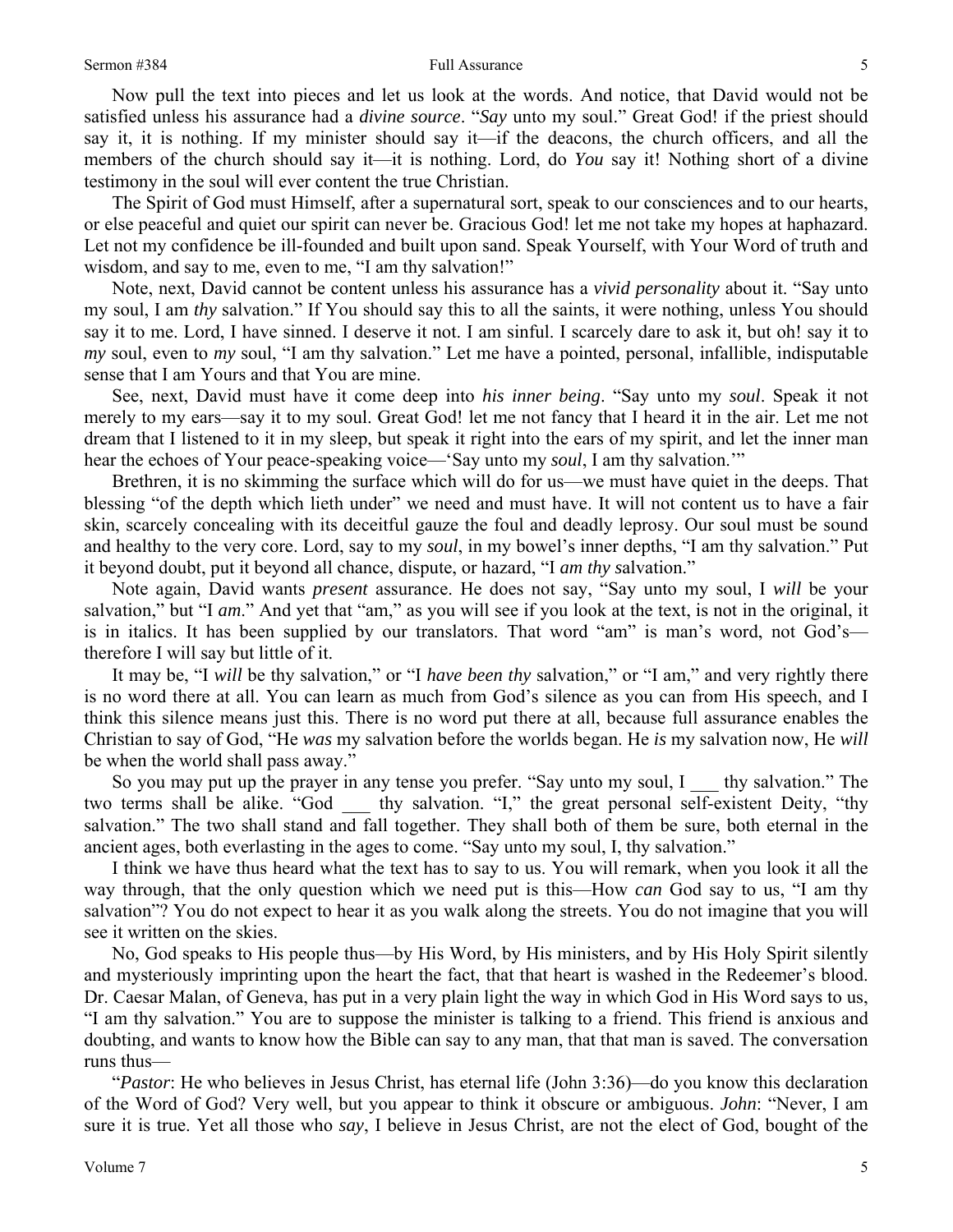Now pull the text into pieces and let us look at the words. And notice, that David would not be satisfied unless his assurance had a *divine source*. "*Say* unto my soul." Great God! if the priest should say it, it is nothing. If my minister should say it—if the deacons, the church officers, and all the members of the church should say it—it is nothing. Lord, do *You* say it! Nothing short of a divine testimony in the soul will ever content the true Christian.

The Spirit of God must Himself, after a supernatural sort, speak to our consciences and to our hearts, or else peaceful and quiet our spirit can never be. Gracious God! let me not take my hopes at haphazard. Let not my confidence be ill-founded and built upon sand. Speak Yourself, with Your Word of truth and wisdom, and say to me, even to me, "I am thy salvation!"

Note, next, David cannot be content unless his assurance has a *vivid personality* about it. "Say unto my soul, I am *thy* salvation." If You should say this to all the saints, it were nothing, unless You should say it to me. Lord, I have sinned. I deserve it not. I am sinful. I scarcely dare to ask it, but oh! say it to *my* soul, even to *my* soul, "I am thy salvation." Let me have a pointed, personal, infallible, indisputable sense that I am Yours and that You are mine.

See, next, David must have it come deep into *his inner being*. "Say unto my *soul*. Speak it not merely to my ears—say it to my soul. Great God! let me not fancy that I heard it in the air. Let me not dream that I listened to it in my sleep, but speak it right into the ears of my spirit, and let the inner man hear the echoes of Your peace-speaking voice—'Say unto my *soul*, I am thy salvation.'"

Brethren, it is no skimming the surface which will do for us—we must have quiet in the deeps. That blessing "of the depth which lieth under" we need and must have. It will not content us to have a fair skin, scarcely concealing with its deceitful gauze the foul and deadly leprosy. Our soul must be sound and healthy to the very core. Lord, say to my *soul*, in my bowel's inner depths, "I am thy salvation." Put it beyond doubt, put it beyond all chance, dispute, or hazard, "I *am thy s*alvation."

Note again, David wants *present* assurance. He does not say, "Say unto my soul, I *will* be your salvation," but "I *am*." And yet that "am," as you will see if you look at the text, is not in the original, it is in italics. It has been supplied by our translators. That word "am" is man's word, not God's—therefore I will say but little of it.

It may be, "I *will* be thy salvation," or "I *have been thy* salvation," or "I am," and very rightly there is no word there at all. You can learn as much from God's silence as you can from His speech, and I think this silence means just this. There is no word put there at all, because full assurance enables the Christian to say of God, "He *was* my salvation before the worlds began. He *is* my salvation now, He *will* be when the world shall pass away."

So you may put up the prayer in any tense you prefer. "Say unto my soul, I ___ thy salvation." The two terms shall be alike. "God ___ thy salvation. "I," the great personal self-existent Deity, "thy salvation." The two shall stand and fall together. They shall both of them be sure, both eternal in the ancient ages, both everlasting in the ages to come. "Say unto my soul, I, thy salvation."

I think we have thus heard what the text has to say to us. You will remark, when you look it all the way through, that the only question which we need put is this—How *can* God say to us, "I am thy salvation"? You do not expect to hear it as you walk along the streets. You do not imagine that you will see it written on the skies.

No, God speaks to His people thus—by His Word, by His ministers, and by His Holy Spirit silently and mysteriously imprinting upon the heart the fact, that that heart is washed in the Redeemer's blood. Dr. Caesar Malan, of Geneva, has put in a very plain light the way in which God in His Word says to us, "I am thy salvation." You are to suppose the minister is talking to a friend. This friend is anxious and doubting, and wants to know how the Bible can say to any man, that that man is saved. The conversation runs thus—

"*Pastor*: He who believes in Jesus Christ, has eternal life (John 3:36)—do you know this declaration of the Word of God? Very well, but you appear to think it obscure or ambiguous. *John*: "Never, I am sure it is true. Yet all those who *say*, I believe in Jesus Christ, are not the elect of God, bought of the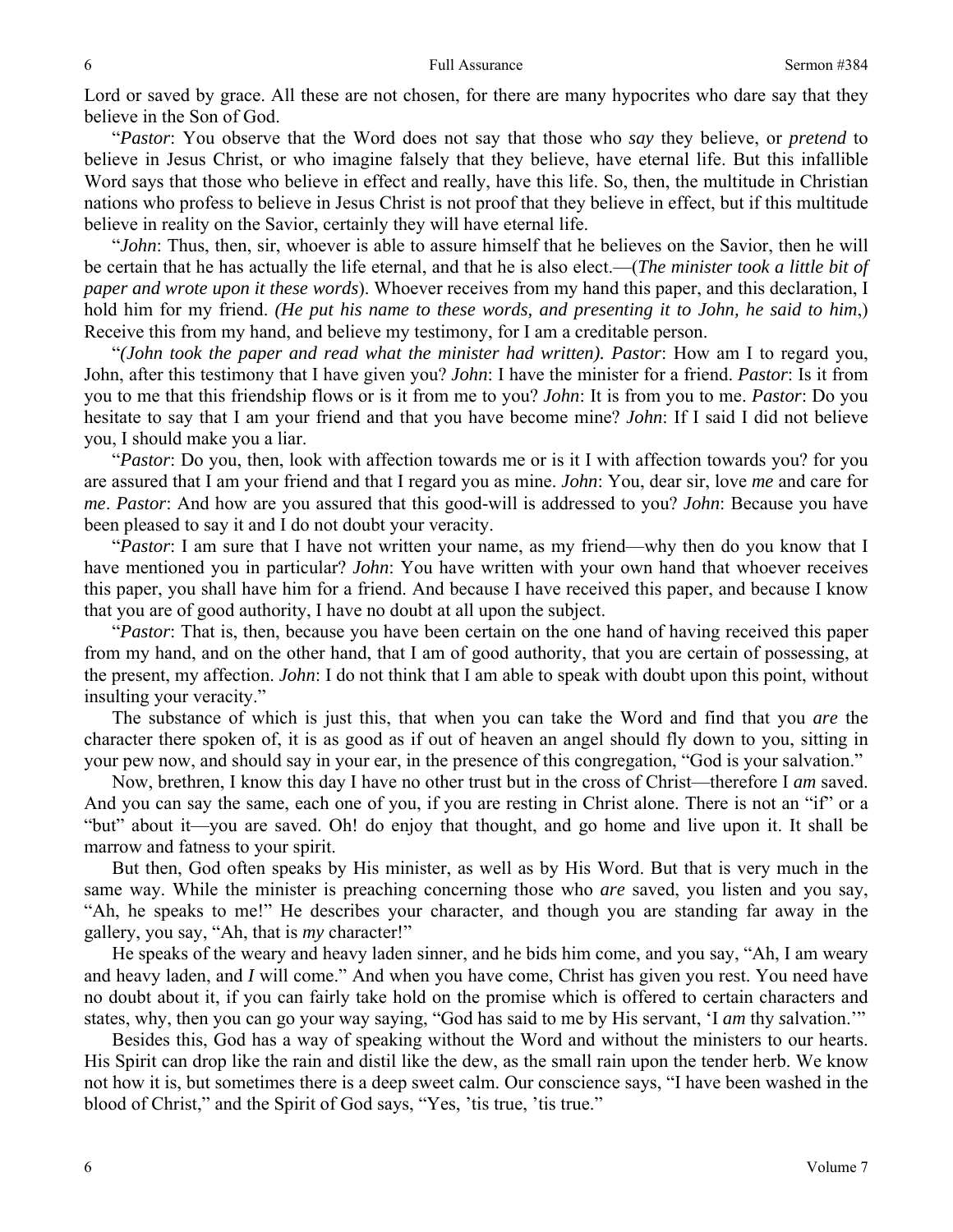Lord or saved by grace. All these are not chosen, for there are many hypocrites who dare say that they believe in the Son of God.

"*Pastor*: You observe that the Word does not say that those who *say* they believe, or *pretend* to believe in Jesus Christ, or who imagine falsely that they believe, have eternal life. But this infallible Word says that those who believe in effect and really, have this life. So, then, the multitude in Christian nations who profess to believe in Jesus Christ is not proof that they believe in effect, but if this multitude believe in reality on the Savior, certainly they will have eternal life.

"*John*: Thus, then, sir, whoever is able to assure himself that he believes on the Savior, then he will be certain that he has actually the life eternal, and that he is also elect.—(*The minister took a little bit of paper and wrote upon it these words*). Whoever receives from my hand this paper, and this declaration, I hold him for my friend. *(He put his name to these words, and presenting it to John, he said to him*,) Receive this from my hand, and believe my testimony, for I am a creditable person.

"*(John took the paper and read what the minister had written). Pastor*: How am I to regard you, John, after this testimony that I have given you? *John*: I have the minister for a friend. *Pastor*: Is it from you to me that this friendship flows or is it from me to you? *John*: It is from you to me. *Pastor*: Do you hesitate to say that I am your friend and that you have become mine? *John*: If I said I did not believe you, I should make you a liar.

"*Pastor*: Do you, then, look with affection towards me or is it I with affection towards you? for you are assured that I am your friend and that I regard you as mine. *John*: You, dear sir, love *me* and care for *me*. *Pastor*: And how are you assured that this good-will is addressed to you? *John*: Because you have been pleased to say it and I do not doubt your veracity.

"*Pastor*: I am sure that I have not written your name, as my friend—why then do you know that I have mentioned you in particular? *John*: You have written with your own hand that whoever receives this paper, you shall have him for a friend. And because I have received this paper, and because I know that you are of good authority, I have no doubt at all upon the subject.

"*Pastor*: That is, then, because you have been certain on the one hand of having received this paper from my hand, and on the other hand, that I am of good authority, that you are certain of possessing, at the present, my affection. *John*: I do not think that I am able to speak with doubt upon this point, without insulting your veracity."

The substance of which is just this, that when you can take the Word and find that you *are* the character there spoken of, it is as good as if out of heaven an angel should fly down to you, sitting in your pew now, and should say in your ear, in the presence of this congregation, "God is your salvation."

Now, brethren, I know this day I have no other trust but in the cross of Christ—therefore I *am* saved. And you can say the same, each one of you, if you are resting in Christ alone. There is not an "if" or a "but" about it—you are saved. Oh! do enjoy that thought, and go home and live upon it. It shall be marrow and fatness to your spirit.

But then, God often speaks by His minister, as well as by His Word. But that is very much in the same way. While the minister is preaching concerning those who *are* saved, you listen and you say, "Ah, he speaks to me!" He describes your character, and though you are standing far away in the gallery, you say, "Ah, that is *my* character!"

He speaks of the weary and heavy laden sinner, and he bids him come, and you say, "Ah, I am weary and heavy laden, and *I* will come." And when you have come, Christ has given you rest. You need have no doubt about it, if you can fairly take hold on the promise which is offered to certain characters and states, why, then you can go your way saying, "God has said to me by His servant, 'I *am* thy salvation.'"

Besides this, God has a way of speaking without the Word and without the ministers to our hearts. His Spirit can drop like the rain and distil like the dew, as the small rain upon the tender herb. We know not how it is, but sometimes there is a deep sweet calm. Our conscience says, "I have been washed in the blood of Christ," and the Spirit of God says, "Yes, 'tis true, 'tis true."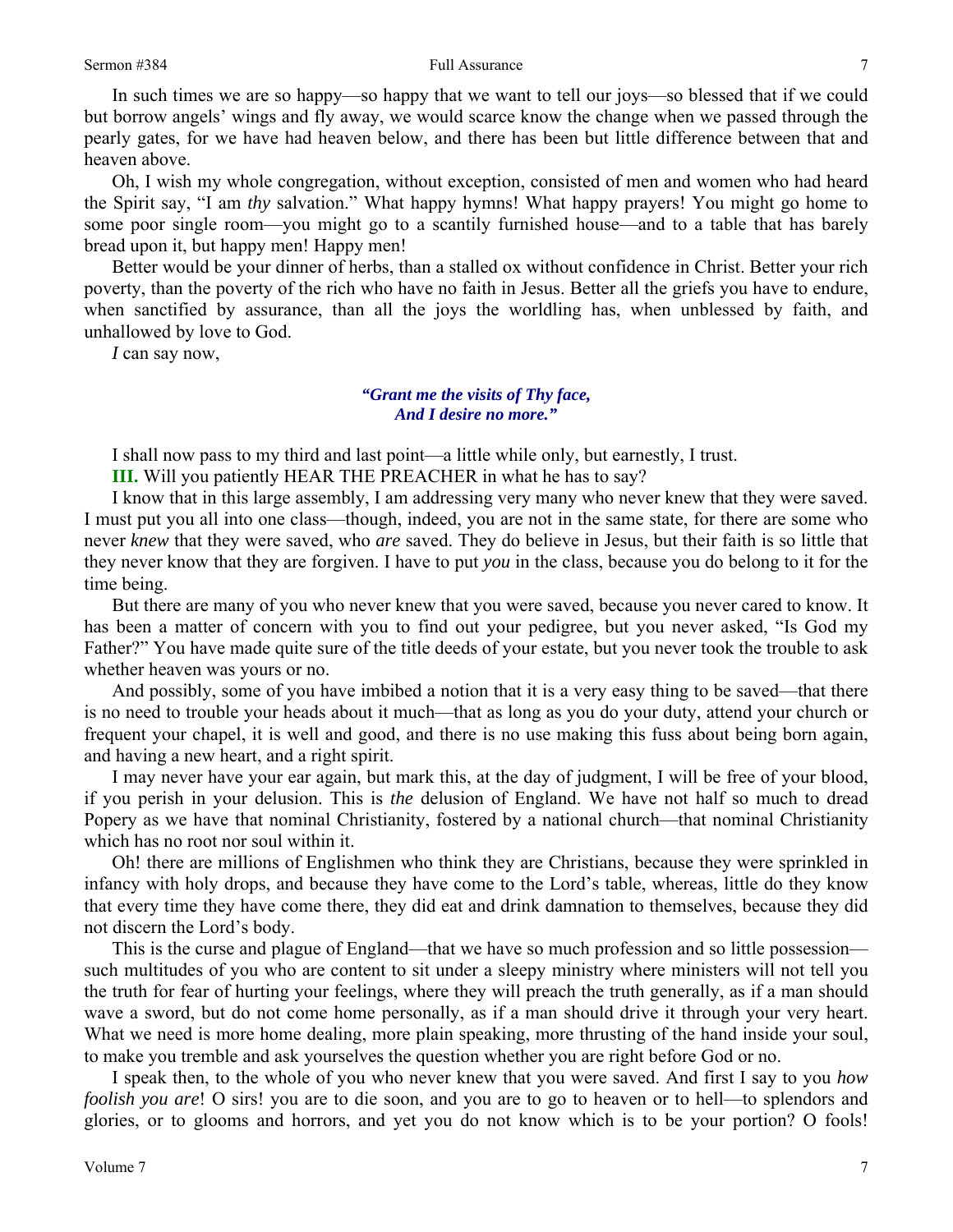In such times we are so happy—so happy that we want to tell our joys—so blessed that if we could but borrow angels' wings and fly away, we would scarce know the change when we passed through the pearly gates, for we have had heaven below, and there has been but little difference between that and heaven above.

Oh, I wish my whole congregation, without exception, consisted of men and women who had heard the Spirit say, "I am *thy* salvation." What happy hymns! What happy prayers! You might go home to some poor single room—you might go to a scantily furnished house—and to a table that has barely bread upon it, but happy men! Happy men!

Better would be your dinner of herbs, than a stalled ox without confidence in Christ. Better your rich poverty, than the poverty of the rich who have no faith in Jesus. Better all the griefs you have to endure, when sanctified by assurance, than all the joys the worldling has, when unblessed by faith, and unhallowed by love to God.

*I* can say now,

> ***"Grant me the visits of Thy face,***
> ***And I desire no more."***

I shall now pass to my third and last point—a little while only, but earnestly, I trust.

**III.** Will you patiently HEAR THE PREACHER in what he has to say?

I know that in this large assembly, I am addressing very many who never knew that they were saved. I must put you all into one class—though, indeed, you are not in the same state, for there are some who never *knew* that they were saved, who *are* saved. They do believe in Jesus, but their faith is so little that they never know that they are forgiven. I have to put *you* in the class, because you do belong to it for the time being.

But there are many of you who never knew that you were saved, because you never cared to know. It has been a matter of concern with you to find out your pedigree, but you never asked, "Is God my Father?" You have made quite sure of the title deeds of your estate, but you never took the trouble to ask whether heaven was yours or no.

And possibly, some of you have imbibed a notion that it is a very easy thing to be saved—that there is no need to trouble your heads about it much—that as long as you do your duty, attend your church or frequent your chapel, it is well and good, and there is no use making this fuss about being born again, and having a new heart, and a right spirit.

I may never have your ear again, but mark this, at the day of judgment, I will be free of your blood, if you perish in your delusion. This is *the* delusion of England. We have not half so much to dread Popery as we have that nominal Christianity, fostered by a national church—that nominal Christianity which has no root nor soul within it.

Oh! there are millions of Englishmen who think they are Christians, because they were sprinkled in infancy with holy drops, and because they have come to the Lord's table, whereas, little do they know that every time they have come there, they did eat and drink damnation to themselves, because they did not discern the Lord's body.

This is the curse and plague of England—that we have so much profession and so little possession—such multitudes of you who are content to sit under a sleepy ministry where ministers will not tell you the truth for fear of hurting your feelings, where they will preach the truth generally, as if a man should wave a sword, but do not come home personally, as if a man should drive it through your very heart. What we need is more home dealing, more plain speaking, more thrusting of the hand inside your soul, to make you tremble and ask yourselves the question whether you are right before God or no.

I speak then, to the whole of you who never knew that you were saved. And first I say to you *how foolish you are*! O sirs! you are to die soon, and you are to go to heaven or to hell—to splendors and glories, or to glooms and horrors, and yet you do not know which is to be your portion? O fools!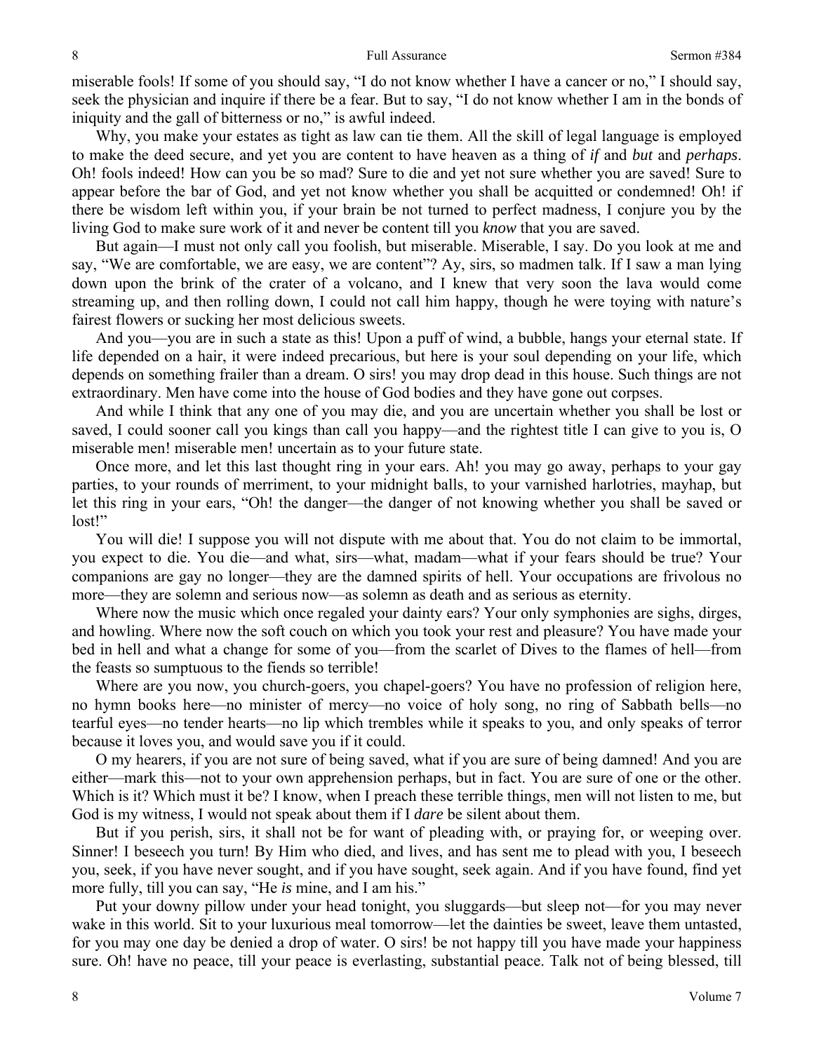miserable fools! If some of you should say, "I do not know whether I have a cancer or no," I should say, seek the physician and inquire if there be a fear. But to say, "I do not know whether I am in the bonds of iniquity and the gall of bitterness or no," is awful indeed.

Why, you make your estates as tight as law can tie them. All the skill of legal language is employed to make the deed secure, and yet you are content to have heaven as a thing of *if* and *but* and *perhaps*. Oh! fools indeed! How can you be so mad? Sure to die and yet not sure whether you are saved! Sure to appear before the bar of God, and yet not know whether you shall be acquitted or condemned! Oh! if there be wisdom left within you, if your brain be not turned to perfect madness, I conjure you by the living God to make sure work of it and never be content till you *know* that you are saved.

But again—I must not only call you foolish, but miserable. Miserable, I say. Do you look at me and say, "We are comfortable, we are easy, we are content"? Ay, sirs, so madmen talk. If I saw a man lying down upon the brink of the crater of a volcano, and I knew that very soon the lava would come streaming up, and then rolling down, I could not call him happy, though he were toying with nature's fairest flowers or sucking her most delicious sweets.

And you—you are in such a state as this! Upon a puff of wind, a bubble, hangs your eternal state. If life depended on a hair, it were indeed precarious, but here is your soul depending on your life, which depends on something frailer than a dream. O sirs! you may drop dead in this house. Such things are not extraordinary. Men have come into the house of God bodies and they have gone out corpses.

And while I think that any one of you may die, and you are uncertain whether you shall be lost or saved, I could sooner call you kings than call you happy—and the rightest title I can give to you is, O miserable men! miserable men! uncertain as to your future state.

Once more, and let this last thought ring in your ears. Ah! you may go away, perhaps to your gay parties, to your rounds of merriment, to your midnight balls, to your varnished harlotries, mayhap, but let this ring in your ears, "Oh! the danger—the danger of not knowing whether you shall be saved or lost!"

You will die! I suppose you will not dispute with me about that. You do not claim to be immortal, you expect to die. You die—and what, sirs—what, madam—what if your fears should be true? Your companions are gay no longer—they are the damned spirits of hell. Your occupations are frivolous no more—they are solemn and serious now—as solemn as death and as serious as eternity.

Where now the music which once regaled your dainty ears? Your only symphonies are sighs, dirges, and howling. Where now the soft couch on which you took your rest and pleasure? You have made your bed in hell and what a change for some of you—from the scarlet of Dives to the flames of hell—from the feasts so sumptuous to the fiends so terrible!

Where are you now, you church-goers, you chapel-goers? You have no profession of religion here, no hymn books here—no minister of mercy—no voice of holy song, no ring of Sabbath bells—no tearful eyes—no tender hearts—no lip which trembles while it speaks to you, and only speaks of terror because it loves you, and would save you if it could.

O my hearers, if you are not sure of being saved, what if you are sure of being damned! And you are either—mark this—not to your own apprehension perhaps, but in fact. You are sure of one or the other. Which is it? Which must it be? I know, when I preach these terrible things, men will not listen to me, but God is my witness, I would not speak about them if I *dare* be silent about them.

But if you perish, sirs, it shall not be for want of pleading with, or praying for, or weeping over. Sinner! I beseech you turn! By Him who died, and lives, and has sent me to plead with you, I beseech you, seek, if you have never sought, and if you have sought, seek again. And if you have found, find yet more fully, till you can say, "He *is* mine, and I am his."

Put your downy pillow under your head tonight, you sluggards—but sleep not—for you may never wake in this world. Sit to your luxurious meal tomorrow—let the dainties be sweet, leave them untasted, for you may one day be denied a drop of water. O sirs! be not happy till you have made your happiness sure. Oh! have no peace, till your peace is everlasting, substantial peace. Talk not of being blessed, till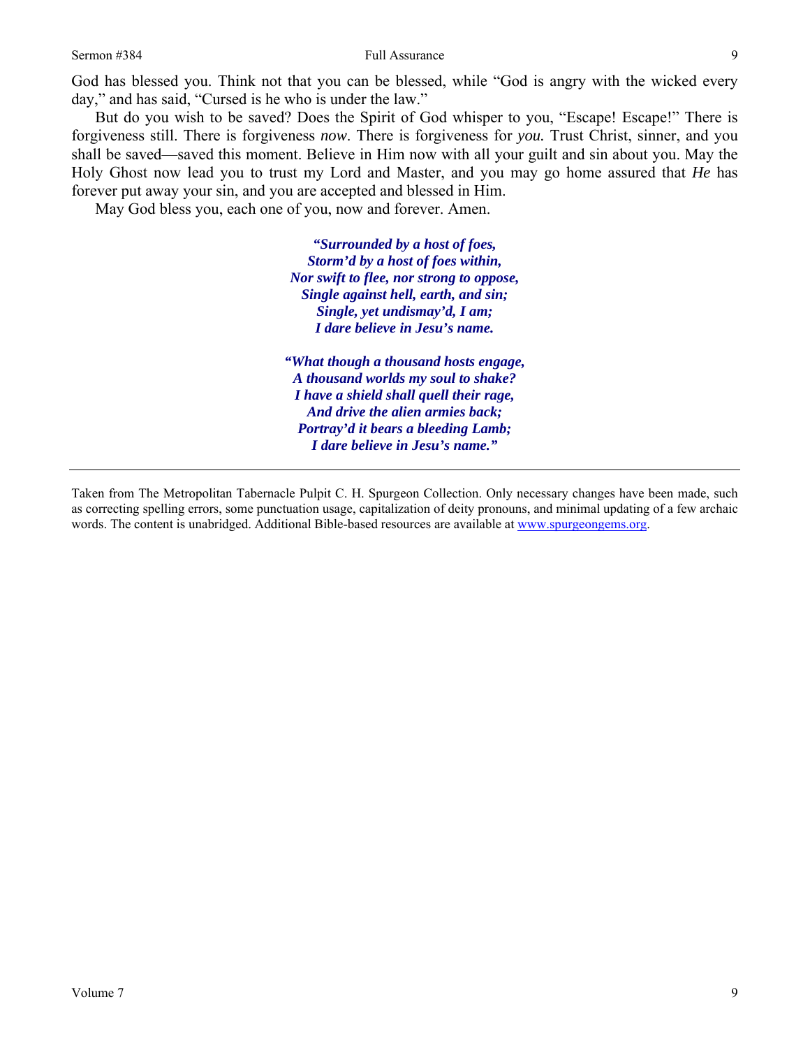God has blessed you. Think not that you can be blessed, while "God is angry with the wicked every day," and has said, "Cursed is he who is under the law."

But do you wish to be saved? Does the Spirit of God whisper to you, "Escape! Escape!" There is forgiveness still. There is forgiveness *now*. There is forgiveness for *you.* Trust Christ, sinner, and you shall be saved—saved this moment. Believe in Him now with all your guilt and sin about you. May the Holy Ghost now lead you to trust my Lord and Master, and you may go home assured that *He* has forever put away your sin, and you are accepted and blessed in Him.

May God bless you, each one of you, now and forever. Amen.

***"Surrounded by a host of foes,***
***Storm'd by a host of foes within,***
***Nor swift to flee, nor strong to oppose,***
***Single against hell, earth, and sin;***
***Single, yet undismay'd, I am;***
***I dare believe in Jesu's name.***

***"What though a thousand hosts engage,***
***A thousand worlds my soul to shake?***
***I have a shield shall quell their rage,***
***And drive the alien armies back;***
***Portray'd it bears a bleeding Lamb;***
***I dare believe in Jesu's name."***

---

Taken from The Metropolitan Tabernacle Pulpit C. H. Spurgeon Collection. Only necessary changes have been made, such as correcting spelling errors, some punctuation usage, capitalization of deity pronouns, and minimal updating of a few archaic words. The content is unabridged. Additional Bible-based resources are available at www.spurgeongems.org.